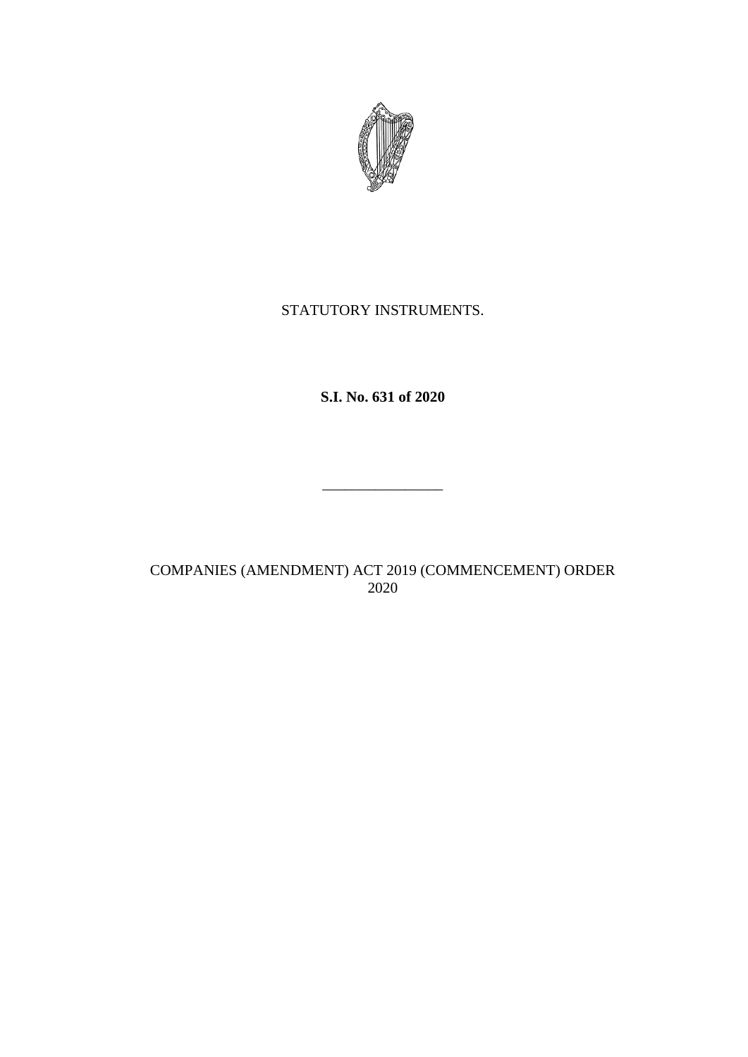STATUTORY INSTRUMENTS.

**S.I. No. 631 of 2020**

________________

COMPANIES (AMENDMENT) ACT 2019 (COMMENCEMENT) ORDER 2020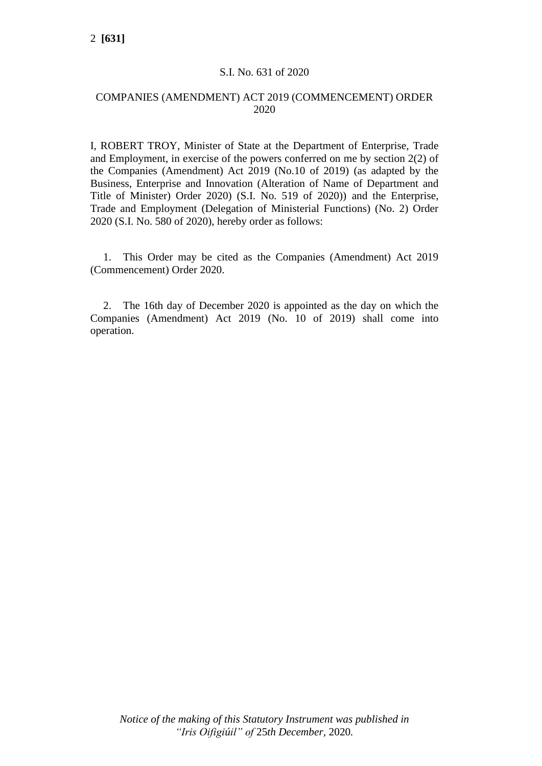S.I. No. 631 of 2020

# COMPANIES (AMENDMENT) ACT 2019 (COMMENCEMENT) ORDER 2020

I, ROBERT TROY, Minister of State at the Department of Enterprise, Trade and Employment, in exercise of the powers conferred on me by section 2(2) of the Companies (Amendment) Act 2019 (No.10 of 2019) (as adapted by the Business, Enterprise and Innovation (Alteration of Name of Department and Title of Minister) Order 2020) (S.I. No. 519 of 2020)) and the Enterprise, Trade and Employment (Delegation of Ministerial Functions) (No. 2) Order 2020 (S.I. No. 580 of 2020), hereby order as follows:

1. This Order may be cited as the Companies (Amendment) Act 2019 (Commencement) Order 2020.

2. The 16th day of December 2020 is appointed as the day on which the Companies (Amendment) Act 2019 (No. 10 of 2019) shall come into operation.

*Notice of the making of this Statutory Instrument was published in "Iris Oifigiúil" of 25th December, 2020.*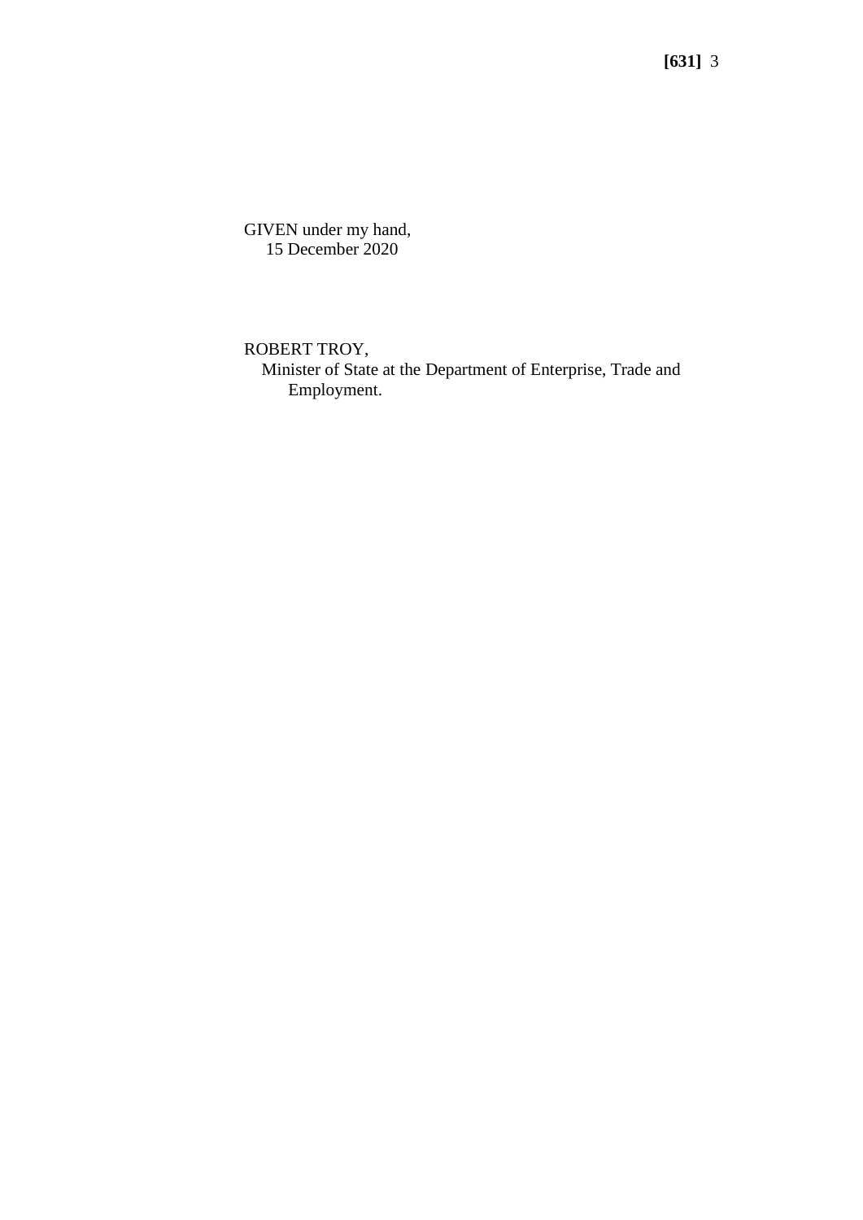GIVEN under my hand,
15 December 2020

ROBERT TROY,
Minister of State at the Department of Enterprise, Trade and Employment.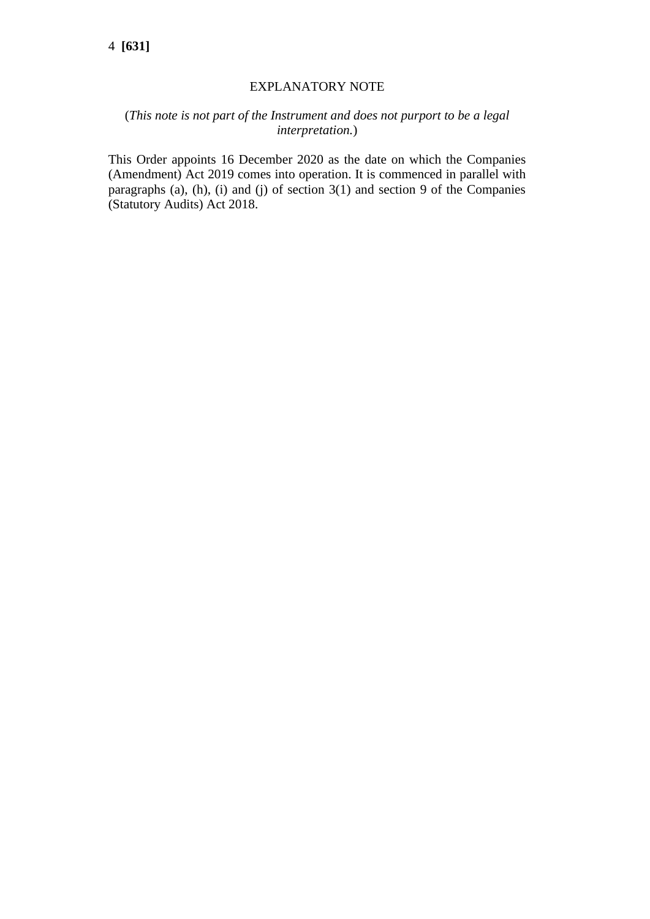## EXPLANATORY NOTE

(*This note is not part of the Instrument and does not purport to be a legal interpretation.*)

This Order appoints 16 December 2020 as the date on which the Companies (Amendment) Act 2019 comes into operation. It is commenced in parallel with paragraphs (a), (h), (i) and (j) of section 3(1) and section 9 of the Companies (Statutory Audits) Act 2018.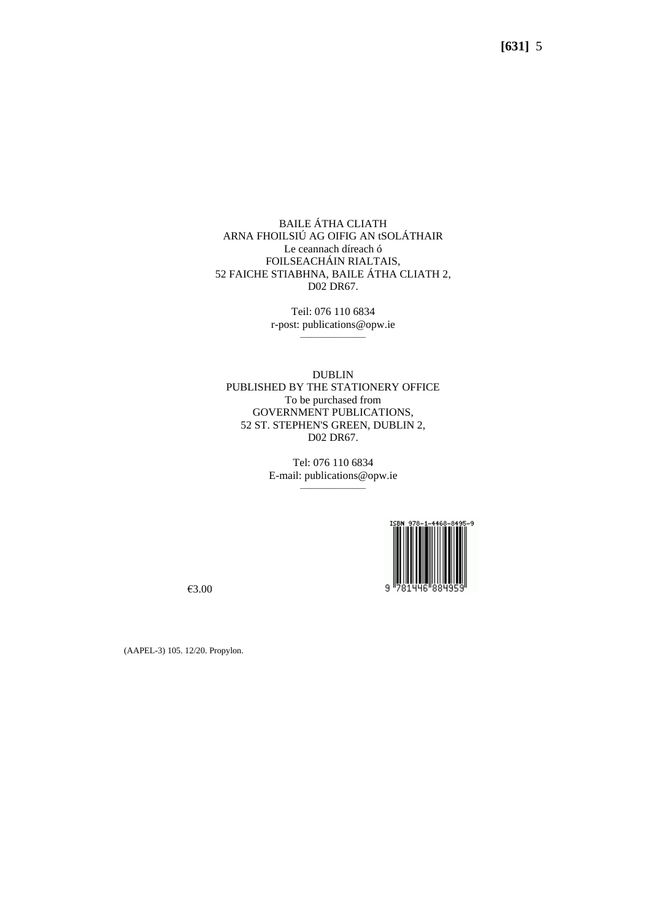BAILE ÁTHA CLIATH
ARNA FHOILSIÚ AG OIFIG AN tSOLÁTHAIR
Le ceannach díreach ó
FOILSEACHÁIN RIALTAIS,
52 FAICHE STIABHNA, BAILE ÁTHA CLIATH 2,
D02 DR67.

Teil: 076 110 6834
r-post: publications@opw.ie

---

DUBLIN
PUBLISHED BY THE STATIONERY OFFICE
To be purchased from
GOVERNMENT PUBLICATIONS,
52 ST. STEPHEN'S GREEN, DUBLIN 2,
D02 DR67.

Tel: 076 110 6834
E-mail: publications@opw.ie

---

ISBN 978-1-4468-8495-9

9 781446 884959

€3.00

(AAPEL-3) 105. 12/20. Propylon.